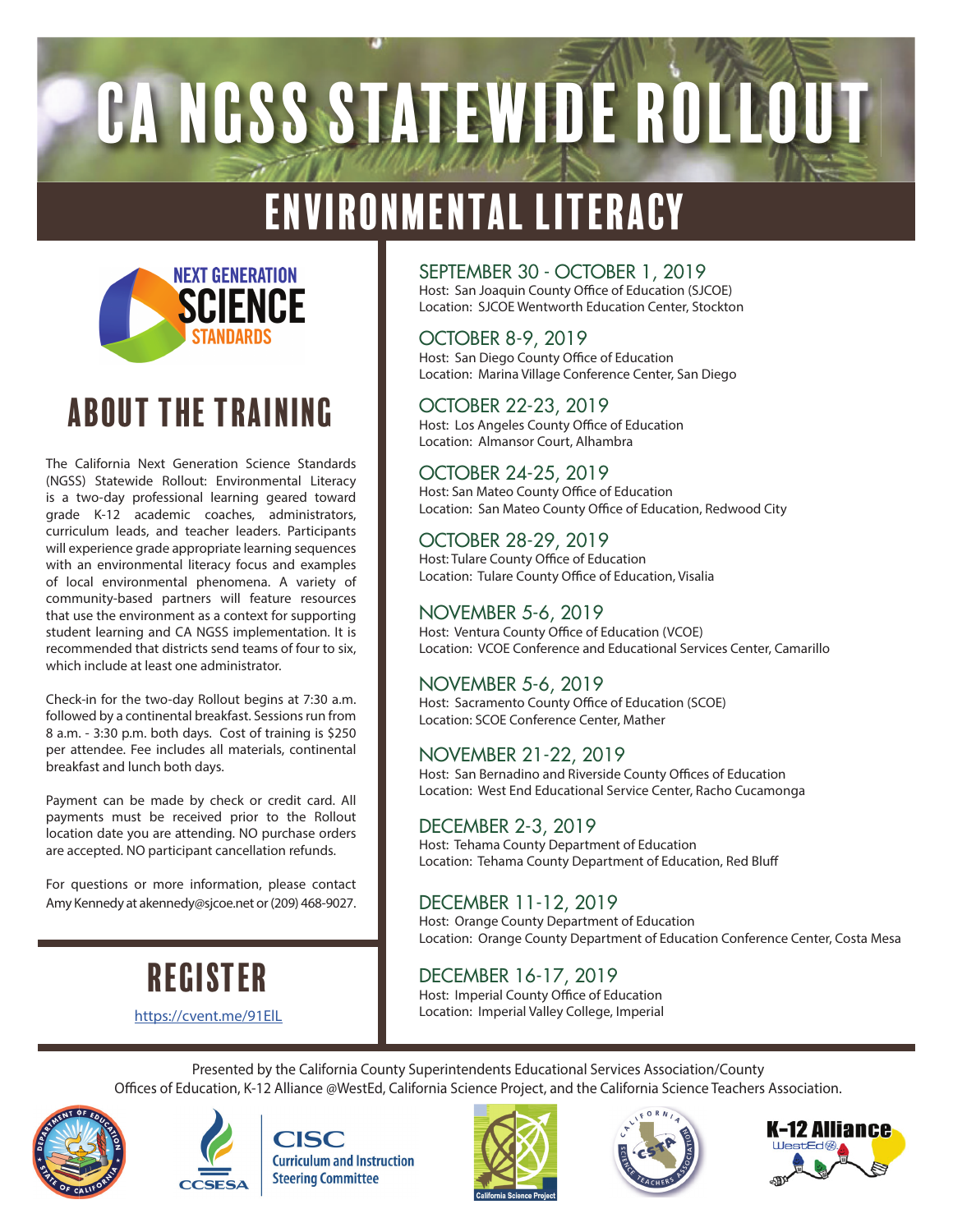# CA NGSS STATEWIDE ROLLOUT

## ENVIRONMENTAL LITERACY

NEXT GENERATION SCIENCE STANDARDS

## ABOUT THE TRAINING

The California Next Generation Science Standards (NGSS) Statewide Rollout: Environmental Literacy is a two-day professional learning geared toward grade K-12 academic coaches, administrators, curriculum leads, and teacher leaders. Participants will experience grade appropriate learning sequences with an environmental literacy focus and examples of local environmental phenomena. A variety of community-based partners will feature resources that use the environment as a context for supporting student learning and CA NGSS implementation. It is recommended that districts send teams of four to six, which include at least one administrator.

Check-in for the two-day Rollout begins at 7:30 a.m. followed by a continental breakfast. Sessions run from 8 a.m. - 3:30 p.m. both days. Cost of training is $250 per attendee. Fee includes all materials, continental breakfast and lunch both days.

Payment can be made by check or credit card. All payments must be received prior to the Rollout location date you are attending. NO purchase orders are accepted. NO participant cancellation refunds.

For questions or more information, please contact Amy Kennedy at akennedy@sjcoe.net or (209) 468-9027.

## REGISTER

https://cvent.me/91ElL

### SEPTEMBER 30 - OCTOBER 1, 2019
Host: San Joaquin County Office of Education (SJCOE)
Location: SJCOE Wentworth Education Center, Stockton

### OCTOBER 8-9, 2019
Host: San Diego County Office of Education
Location: Marina Village Conference Center, San Diego

### OCTOBER 22-23, 2019
Host: Los Angeles County Office of Education
Location: Almansor Court, Alhambra

### OCTOBER 24-25, 2019
Host: San Mateo County Office of Education
Location: San Mateo County Office of Education, Redwood City

### OCTOBER 28-29, 2019
Host: Tulare County Office of Education
Location: Tulare County Office of Education, Visalia

### NOVEMBER 5-6, 2019
Host: Ventura County Office of Education (VCOE)
Location: VCOE Conference and Educational Services Center, Camarillo

### NOVEMBER 5-6, 2019
Host: Sacramento County Office of Education (SCOE)
Location: SCOE Conference Center, Mather

### NOVEMBER 21-22, 2019
Host: San Bernadino and Riverside County Offices of Education
Location: West End Educational Service Center, Racho Cucamonga

### DECEMBER 2-3, 2019
Host: Tehama County Department of Education
Location: Tehama County Department of Education, Red Bluff

### DECEMBER 11-12, 2019
Host: Orange County Department of Education
Location: Orange County Department of Education Conference Center, Costa Mesa

### DECEMBER 16-17, 2019
Host: Imperial County Office of Education
Location: Imperial Valley College, Imperial

Presented by the California County Superintendents Educational Services Association/County Offices of Education, K-12 Alliance @WestEd, California Science Project, and the California Science Teachers Association.

CCSESA | CISC Curriculum and Instruction Steering Committee | California Science Project | CSTA | K-12 Alliance WestEd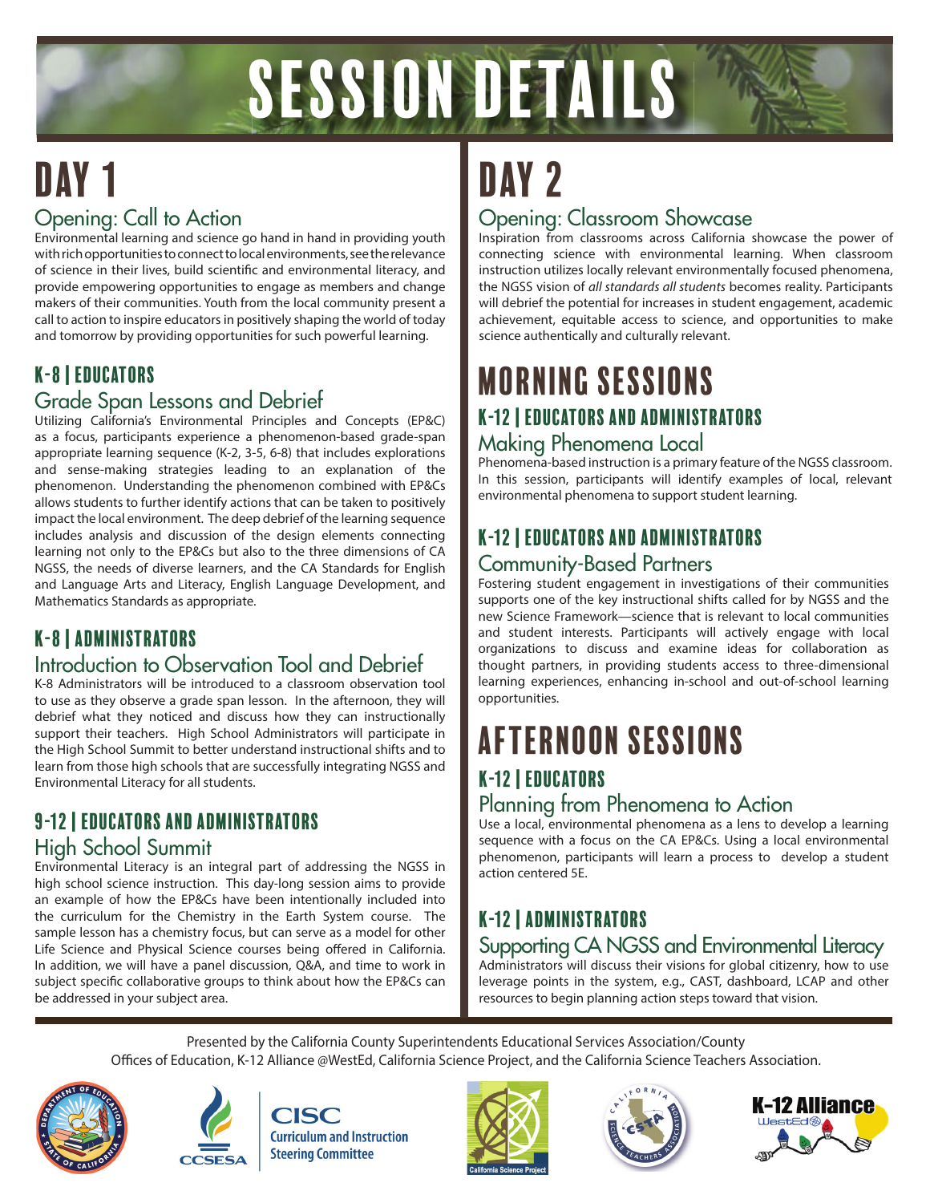# SESSION DETAILS

## DAY 1

### Opening: Call to Action

Environmental learning and science go hand in hand in providing youth with rich opportunities to connect to local environments, see the relevance of science in their lives, build scientific and environmental literacy, and provide empowering opportunities to engage as members and change makers of their communities. Youth from the local community present a call to action to inspire educators in positively shaping the world of today and tomorrow by providing opportunities for such powerful learning.

#### K-8 | EDUCATORS

### Grade Span Lessons and Debrief

Utilizing California's Environmental Principles and Concepts (EP&C) as a focus, participants experience a phenomenon-based grade-span appropriate learning sequence (K-2, 3-5, 6-8) that includes explorations and sense-making strategies leading to an explanation of the phenomenon. Understanding the phenomenon combined with EP&Cs allows students to further identify actions that can be taken to positively impact the local environment. The deep debrief of the learning sequence includes analysis and discussion of the design elements connecting learning not only to the EP&Cs but also to the three dimensions of CA NGSS, the needs of diverse learners, and the CA Standards for English and Language Arts and Literacy, English Language Development, and Mathematics Standards as appropriate.

#### K-8 | ADMINISTRATORS

### Introduction to Observation Tool and Debrief

K-8 Administrators will be introduced to a classroom observation tool to use as they observe a grade span lesson. In the afternoon, they will debrief what they noticed and discuss how they can instructionally support their teachers. High School Administrators will participate in the High School Summit to better understand instructional shifts and to learn from those high schools that are successfully integrating NGSS and Environmental Literacy for all students.

#### 9-12 | EDUCATORS AND ADMINISTRATORS

### High School Summit

Environmental Literacy is an integral part of addressing the NGSS in high school science instruction. This day-long session aims to provide an example of how the EP&Cs have been intentionally included into the curriculum for the Chemistry in the Earth System course. The sample lesson has a chemistry focus, but can serve as a model for other Life Science and Physical Science courses being offered in California. In addition, we will have a panel discussion, Q&A, and time to work in subject specific collaborative groups to think about how the EP&Cs can be addressed in your subject area.

## DAY 2

### Opening: Classroom Showcase

Inspiration from classrooms across California showcase the power of connecting science with environmental learning. When classroom instruction utilizes locally relevant environmentally focused phenomena, the NGSS vision of *all standards all students* becomes reality. Participants will debrief the potential for increases in student engagement, academic achievement, equitable access to science, and opportunities to make science authentically and culturally relevant.

## MORNING SESSIONS

#### K-12 | EDUCATORS AND ADMINISTRATORS

### Making Phenomena Local

Phenomena-based instruction is a primary feature of the NGSS classroom. In this session, participants will identify examples of local, relevant environmental phenomena to support student learning.

#### K-12 | EDUCATORS AND ADMINISTRATORS

### Community-Based Partners

Fostering student engagement in investigations of their communities supports one of the key instructional shifts called for by NGSS and the new Science Framework—science that is relevant to local communities and student interests. Participants will actively engage with local organizations to discuss and examine ideas for collaboration as thought partners, in providing students access to three-dimensional learning experiences, enhancing in-school and out-of-school learning opportunities.

## AFTERNOON SESSIONS

#### K-12 | EDUCATORS

### Planning from Phenomena to Action

Use a local, environmental phenomena as a lens to develop a learning sequence with a focus on the CA EP&Cs. Using a local environmental phenomenon, participants will learn a process to develop a student action centered 5E.

#### K-12 | ADMINISTRATORS

### Supporting CA NGSS and Environmental Literacy

Administrators will discuss their visions for global citizenry, how to use leverage points in the system, e.g., CAST, dashboard, LCAP and other resources to begin planning action steps toward that vision.

---

Presented by the California County Superintendents Educational Services Association/County Offices of Education, K-12 Alliance @WestEd, California Science Project, and the California Science Teachers Association.

CCSESA | CISC Curriculum and Instruction Steering Committee | California Science Project | K-12 Alliance WestEd